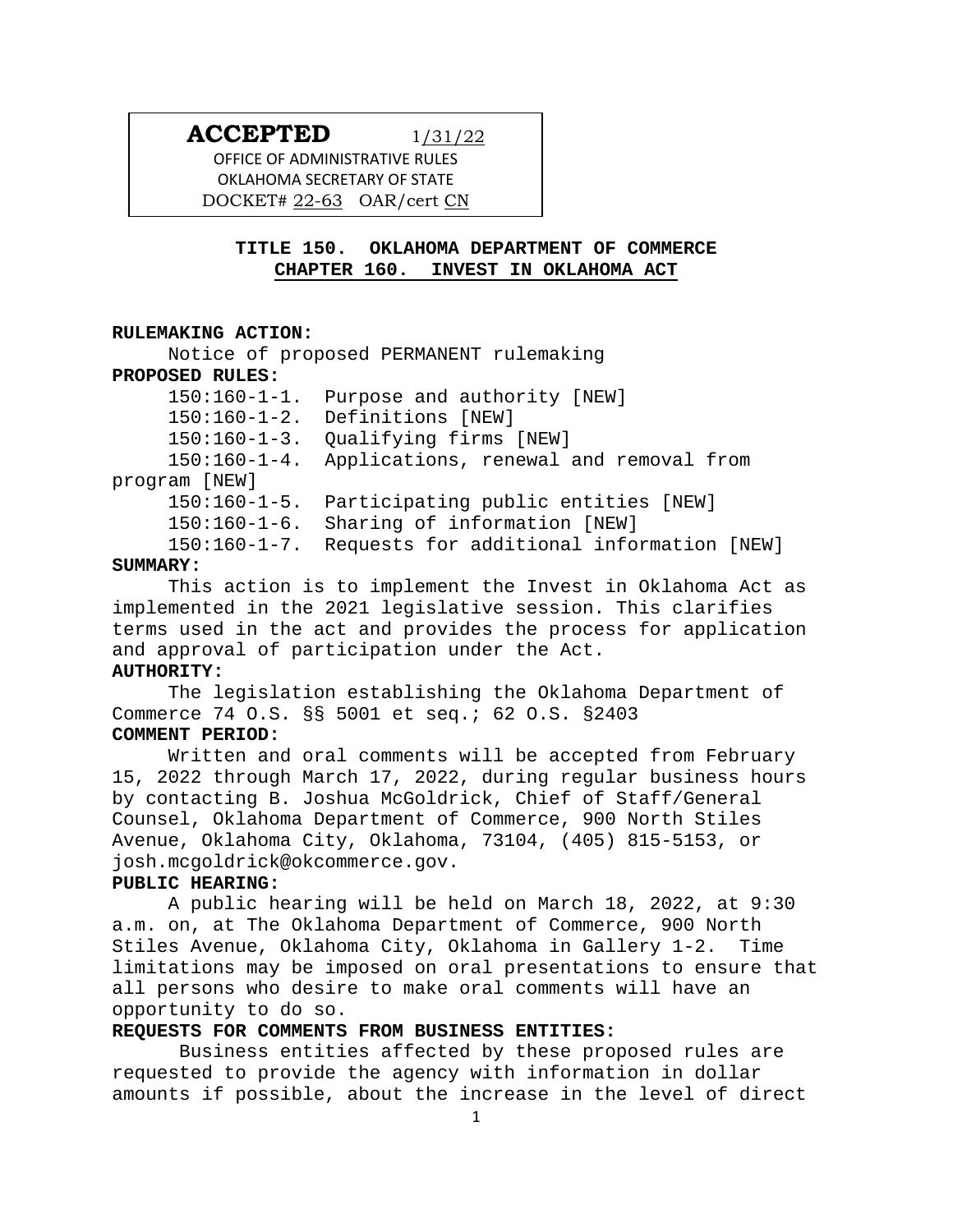**ACCEPTED** 1/31/22
OFFICE OF ADMINISTRATIVE RULES
OKLAHOMA SECRETARY OF STATE
DOCKET# 22-63 OAR/cert CN

# TITLE 150. OKLAHOMA DEPARTMENT OF COMMERCE
## CHAPTER 160. INVEST IN OKLAHOMA ACT

**RULEMAKING ACTION:**

Notice of proposed PERMANENT rulemaking

**PROPOSED RULES:**

150:160-1-1. Purpose and authority [NEW]
150:160-1-2. Definitions [NEW]
150:160-1-3. Qualifying firms [NEW]
150:160-1-4. Applications, renewal and removal from program [NEW]
150:160-1-5. Participating public entities [NEW]
150:160-1-6. Sharing of information [NEW]
150:160-1-7. Requests for additional information [NEW]

**SUMMARY:**

This action is to implement the Invest in Oklahoma Act as implemented in the 2021 legislative session. This clarifies terms used in the act and provides the process for application and approval of participation under the Act.

**AUTHORITY:**

The legislation establishing the Oklahoma Department of Commerce 74 O.S. §§ 5001 et seq.; 62 O.S. §2403

**COMMENT PERIOD:**

Written and oral comments will be accepted from February 15, 2022 through March 17, 2022, during regular business hours by contacting B. Joshua McGoldrick, Chief of Staff/General Counsel, Oklahoma Department of Commerce, 900 North Stiles Avenue, Oklahoma City, Oklahoma, 73104, (405) 815-5153, or josh.mcgoldrick@okcommerce.gov.

**PUBLIC HEARING:**

A public hearing will be held on March 18, 2022, at 9:30 a.m. on, at The Oklahoma Department of Commerce, 900 North Stiles Avenue, Oklahoma City, Oklahoma in Gallery 1-2. Time limitations may be imposed on oral presentations to ensure that all persons who desire to make oral comments will have an opportunity to do so.

**REQUESTS FOR COMMENTS FROM BUSINESS ENTITIES:**

Business entities affected by these proposed rules are requested to provide the agency with information in dollar amounts if possible, about the increase in the level of direct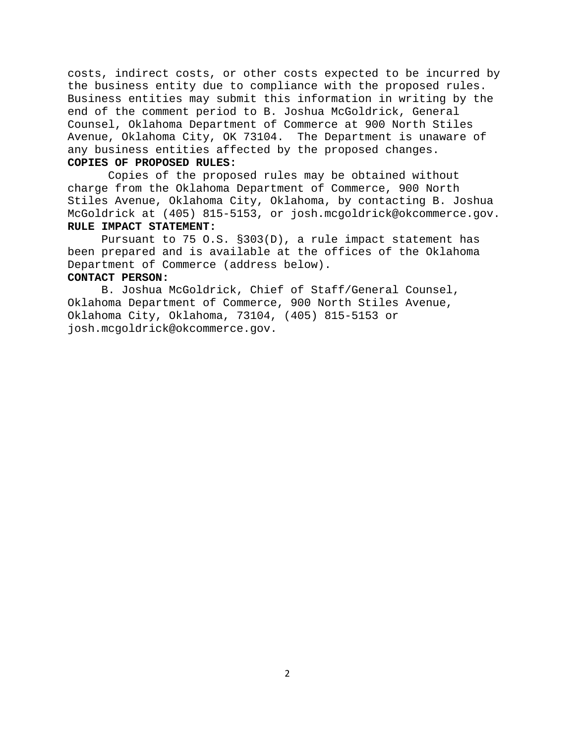costs, indirect costs, or other costs expected to be incurred by the business entity due to compliance with the proposed rules. Business entities may submit this information in writing by the end of the comment period to B. Joshua McGoldrick, General Counsel, Oklahoma Department of Commerce at 900 North Stiles Avenue, Oklahoma City, OK 73104. The Department is unaware of any business entities affected by the proposed changes.

**COPIES OF PROPOSED RULES:**

Copies of the proposed rules may be obtained without charge from the Oklahoma Department of Commerce, 900 North Stiles Avenue, Oklahoma City, Oklahoma, by contacting B. Joshua McGoldrick at (405) 815-5153, or josh.mcgoldrick@okcommerce.gov.

**RULE IMPACT STATEMENT:**

Pursuant to 75 O.S. §303(D), a rule impact statement has been prepared and is available at the offices of the Oklahoma Department of Commerce (address below).

**CONTACT PERSON:**

B. Joshua McGoldrick, Chief of Staff/General Counsel, Oklahoma Department of Commerce, 900 North Stiles Avenue, Oklahoma City, Oklahoma, 73104, (405) 815-5153 or josh.mcgoldrick@okcommerce.gov.